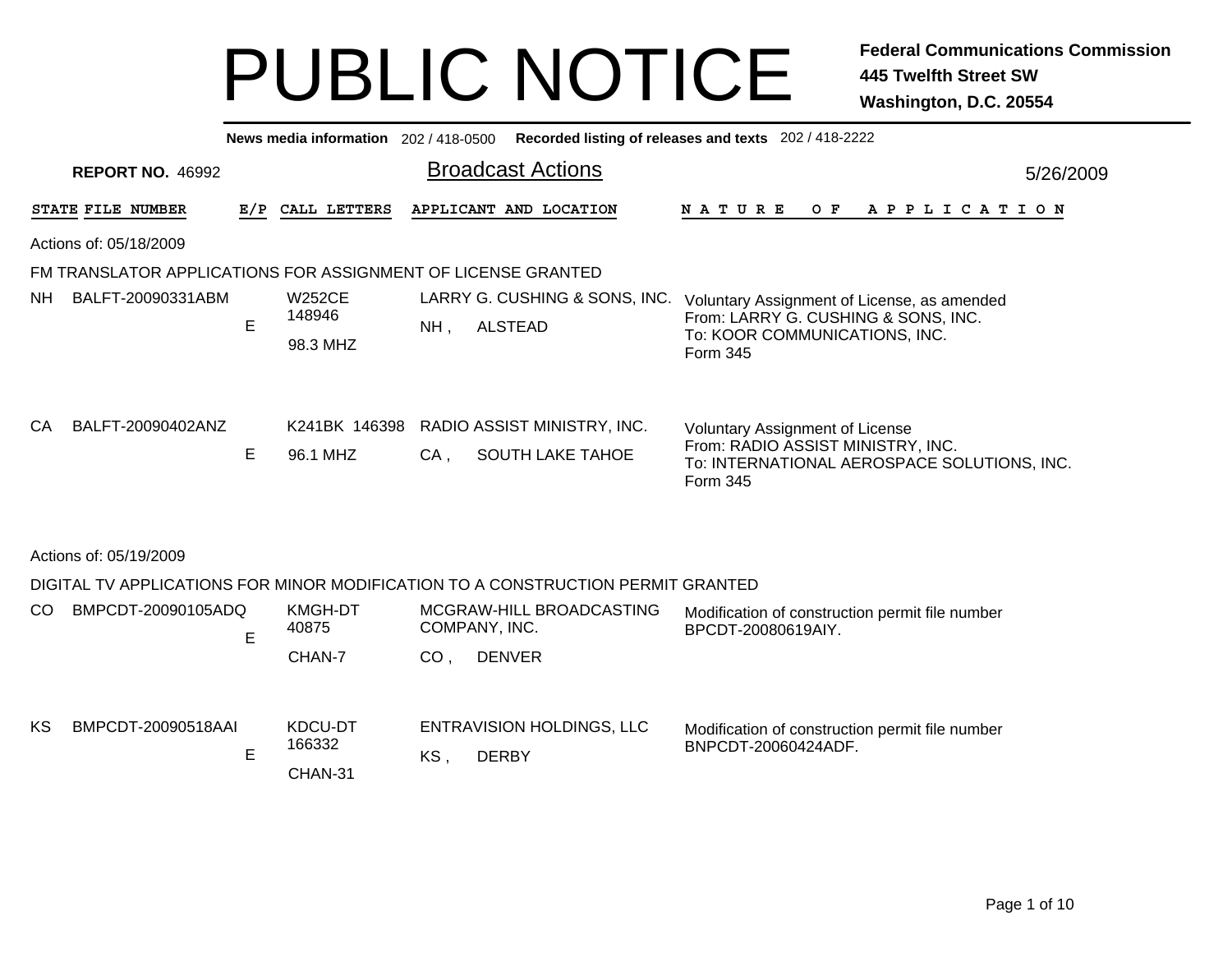# PUBLIC NOTICE

**Federal Communications Commission**
**445 Twelfth Street SW**
**Washington, D.C. 20554**

**News media information** 202 / 418-0500 **Recorded listing of releases and texts** 202 / 418-2222

**REPORT NO.** 46992

## Broadcast Actions

5/26/2009

| STATE | FILE NUMBER | E/P | CALL LETTERS | APPLICANT AND LOCATION | NATURE OF APPLICATION |
|---|---|---|---|---|---|

Actions of: 05/18/2009

FM TRANSLATOR APPLICATIONS FOR ASSIGNMENT OF LICENSE GRANTED

| STATE | FILE NUMBER | E/P | CALL LETTERS | APPLICANT AND LOCATION | NATURE OF APPLICATION |
|---|---|---|---|---|---|
| NH | BALFT-20090331ABM | E | W252CE 148946 98.3 MHZ | LARRY G. CUSHING & SONS, INC. NH , ALSTEAD | Voluntary Assignment of License, as amended From: LARRY G. CUSHING & SONS, INC. To: KOOR COMMUNICATIONS, INC. Form 345 |
| CA | BALFT-20090402ANZ | E | K241BK 146398 96.1 MHZ | RADIO ASSIST MINISTRY, INC. CA , SOUTH LAKE TAHOE | Voluntary Assignment of License From: RADIO ASSIST MINISTRY, INC. To: INTERNATIONAL AEROSPACE SOLUTIONS, INC. Form 345 |

Actions of: 05/19/2009

DIGITAL TV APPLICATIONS FOR MINOR MODIFICATION TO A CONSTRUCTION PERMIT GRANTED

| STATE | FILE NUMBER | E/P | CALL LETTERS | APPLICANT AND LOCATION | NATURE OF APPLICATION |
|---|---|---|---|---|---|
| CO | BMPCDT-20090105ADQ | E | KMGH-DT 40875 CHAN-7 | MCGRAW-HILL BROADCASTING COMPANY, INC. CO , DENVER | Modification of construction permit file number BPCDT-20080619AIY. |
| KS | BMPCDT-20090518AAI | E | KDCU-DT 166332 CHAN-31 | ENTRAVISION HOLDINGS, LLC KS , DERBY | Modification of construction permit file number BNPCDT-20060424ADF. |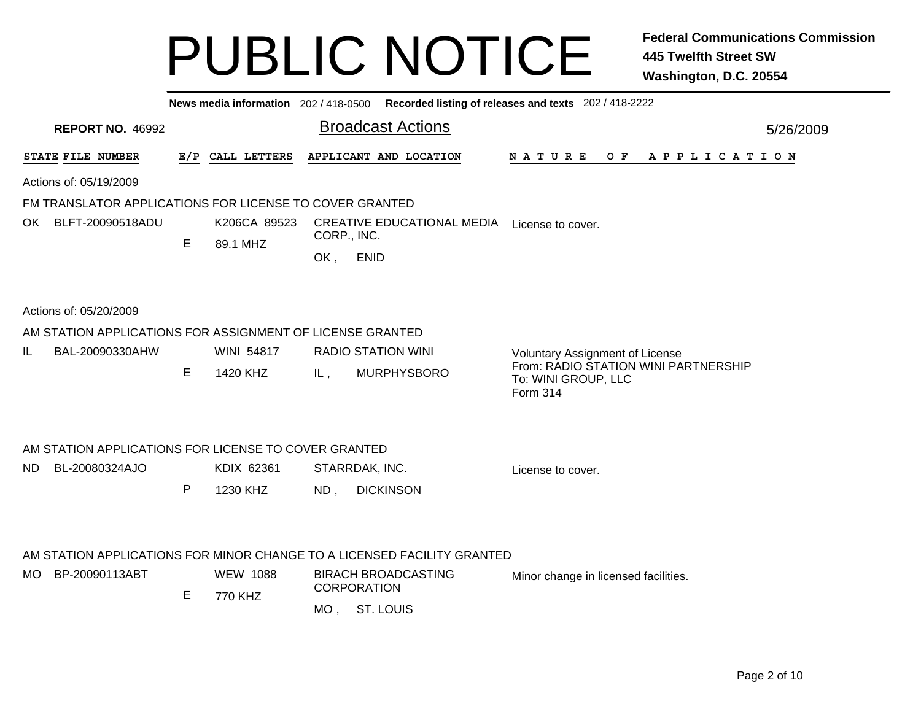# PUBLIC NOTICE

**Federal Communications Commission**
**445 Twelfth Street SW**
**Washington, D.C. 20554**

**News media information** 202 / 418-0500 **Recorded listing of releases and texts** 202 / 418-2222

**REPORT NO.** 46992

## Broadcast Actions

5/26/2009

| STATE | FILE NUMBER | E/P | CALL LETTERS | APPLICANT AND LOCATION | NATURE OF APPLICATION |
|---|---|---|---|---|---|

Actions of: 05/19/2009

### FM TRANSLATOR APPLICATIONS FOR LICENSE TO COVER GRANTED

| STATE | FILE NUMBER | E/P | CALL LETTERS | APPLICANT AND LOCATION | NATURE OF APPLICATION |
|---|---|---|---|---|---|
| OK | BLFT-20090518ADU | E | K206CA 89523<br>89.1 MHZ | CREATIVE EDUCATIONAL MEDIA CORP., INC.<br>OK , ENID | License to cover. |

Actions of: 05/20/2009

### AM STATION APPLICATIONS FOR ASSIGNMENT OF LICENSE GRANTED

| STATE | FILE NUMBER | E/P | CALL LETTERS | APPLICANT AND LOCATION | NATURE OF APPLICATION |
|---|---|---|---|---|---|
| IL | BAL-20090330AHW | E | WINI 54817<br>1420 KHZ | RADIO STATION WINI<br>IL , MURPHYSBORO | Voluntary Assignment of License<br>From: RADIO STATION WINI PARTNERSHIP<br>To: WINI GROUP, LLC<br>Form 314 |

### AM STATION APPLICATIONS FOR LICENSE TO COVER GRANTED

| STATE | FILE NUMBER | E/P | CALL LETTERS | APPLICANT AND LOCATION | NATURE OF APPLICATION |
|---|---|---|---|---|---|
| ND | BL-20080324AJO | P | KDIX 62361<br>1230 KHZ | STARRDAK, INC.<br>ND , DICKINSON | License to cover. |

### AM STATION APPLICATIONS FOR MINOR CHANGE TO A LICENSED FACILITY GRANTED

| STATE | FILE NUMBER | E/P | CALL LETTERS | APPLICANT AND LOCATION | NATURE OF APPLICATION |
|---|---|---|---|---|---|
| MO | BP-20090113ABT | E | WEW 1088<br>770 KHZ | BIRACH BROADCASTING CORPORATION<br>MO , ST. LOUIS | Minor change in licensed facilities. |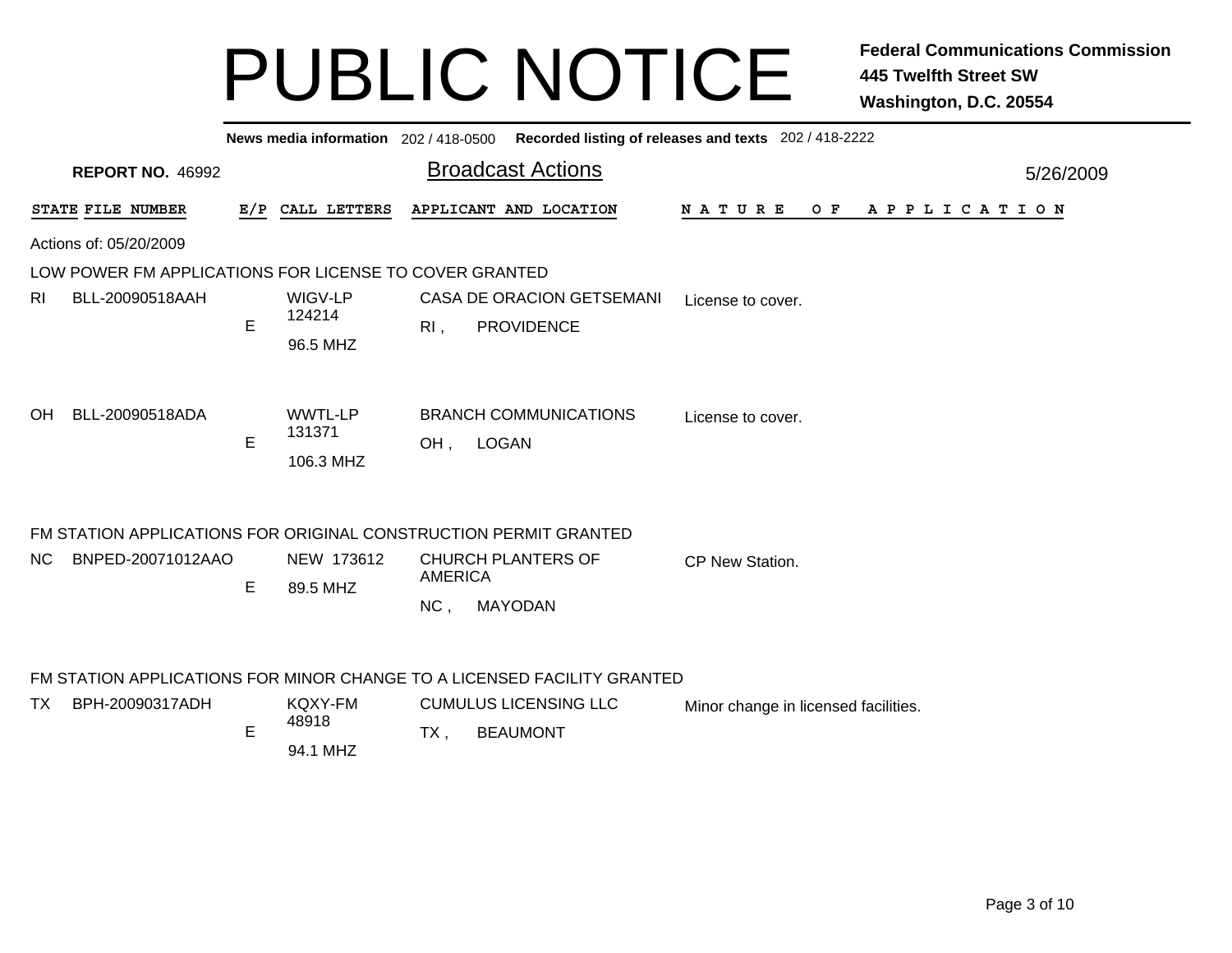# PUBLIC NOTICE

**Federal Communications Commission**
**445 Twelfth Street SW**
**Washington, D.C. 20554**

**News media information** 202 / 418-0500 **Recorded listing of releases and texts** 202 / 418-2222

**REPORT NO.** 46992

## Broadcast Actions

5/26/2009

Actions of: 05/20/2009

### LOW POWER FM APPLICATIONS FOR LICENSE TO COVER GRANTED

| STATE | FILE NUMBER | E/P | CALL LETTERS | APPLICANT AND LOCATION | NATURE OF APPLICATION |
|---|---|---|---|---|---|
| RI | BLL-20090518AAH | E | WIGV-LP 124214 96.5 MHZ | CASA DE ORACION GETSEMANI RI , PROVIDENCE | License to cover. |
| OH | BLL-20090518ADA | E | WWTL-LP 131371 106.3 MHZ | BRANCH COMMUNICATIONS OH , LOGAN | License to cover. |

### FM STATION APPLICATIONS FOR ORIGINAL CONSTRUCTION PERMIT GRANTED

| STATE | FILE NUMBER | E/P | CALL LETTERS | APPLICANT AND LOCATION | NATURE OF APPLICATION |
|---|---|---|---|---|---|
| NC | BNPED-20071012AAO | E | NEW 173612 89.5 MHZ | CHURCH PLANTERS OF AMERICA NC , MAYODAN | CP New Station. |

### FM STATION APPLICATIONS FOR MINOR CHANGE TO A LICENSED FACILITY GRANTED

| STATE | FILE NUMBER | E/P | CALL LETTERS | APPLICANT AND LOCATION | NATURE OF APPLICATION |
|---|---|---|---|---|---|
| TX | BPH-20090317ADH | E | KQXY-FM 48918 94.1 MHZ | CUMULUS LICENSING LLC TX , BEAUMONT | Minor change in licensed facilities. |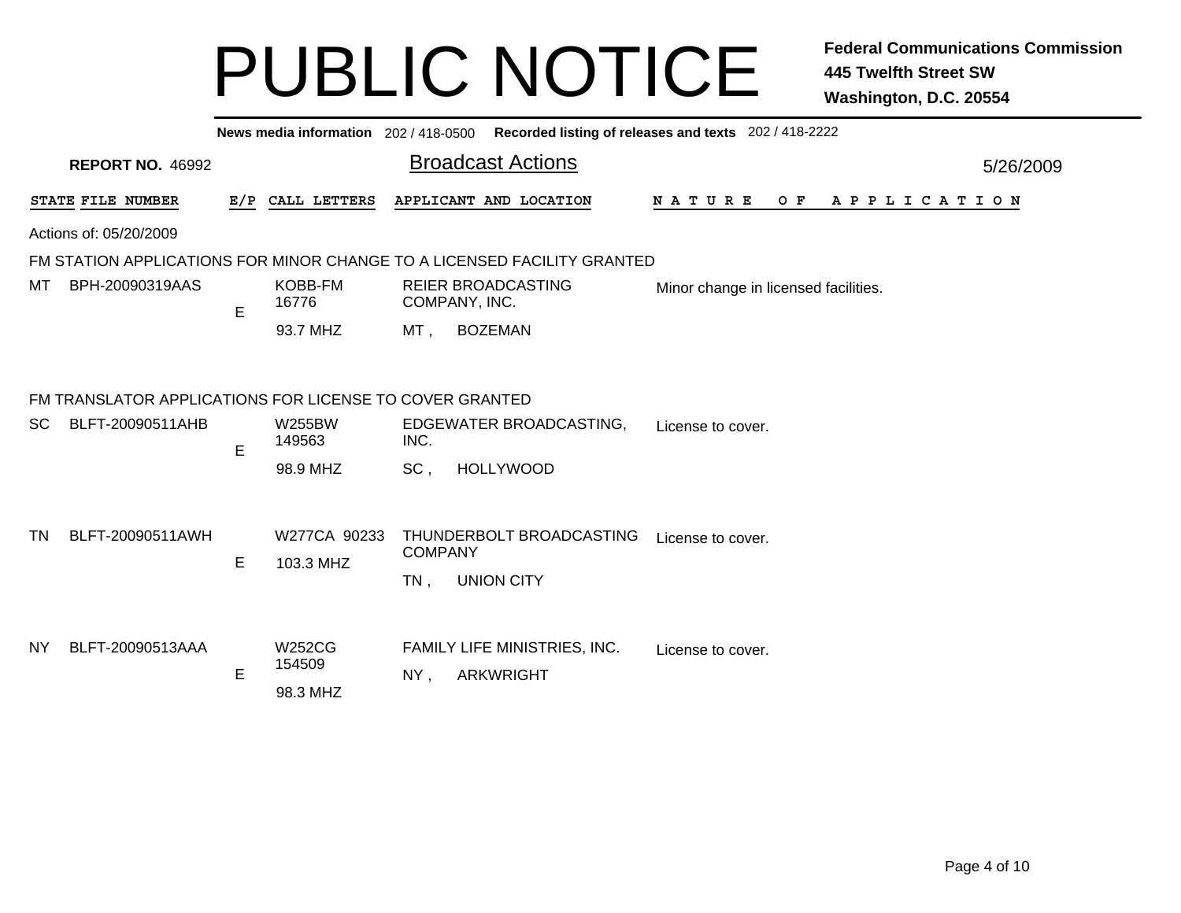# PUBLIC NOTICE

**Federal Communications Commission**
**445 Twelfth Street SW**
**Washington, D.C. 20554**

**News media information** 202 / 418-0500 **Recorded listing of releases and texts** 202 / 418-2222

**REPORT NO.** 46992

## Broadcast Actions

5/26/2009

Actions of: 05/20/2009

### FM STATION APPLICATIONS FOR MINOR CHANGE TO A LICENSED FACILITY GRANTED

| STATE | FILE NUMBER | E/P | CALL LETTERS | APPLICANT AND LOCATION | NATURE OF APPLICATION |
|---|---|---|---|---|---|
| MT | BPH-20090319AAS | E | KOBB-FM 16776 93.7 MHZ | REIER BROADCASTING COMPANY, INC. MT , BOZEMAN | Minor change in licensed facilities. |

### FM TRANSLATOR APPLICATIONS FOR LICENSE TO COVER GRANTED

| STATE | FILE NUMBER | E/P | CALL LETTERS | APPLICANT AND LOCATION | NATURE OF APPLICATION |
|---|---|---|---|---|---|
| SC | BLFT-20090511AHB | E | W255BW 149563 98.9 MHZ | EDGEWATER BROADCASTING, INC. SC , HOLLYWOOD | License to cover. |
| TN | BLFT-20090511AWH | E | W277CA 90233 103.3 MHZ | THUNDERBOLT BROADCASTING COMPANY TN , UNION CITY | License to cover. |
| NY | BLFT-20090513AAA | E | W252CG 154509 98.3 MHZ | FAMILY LIFE MINISTRIES, INC. NY , ARKWRIGHT | License to cover. |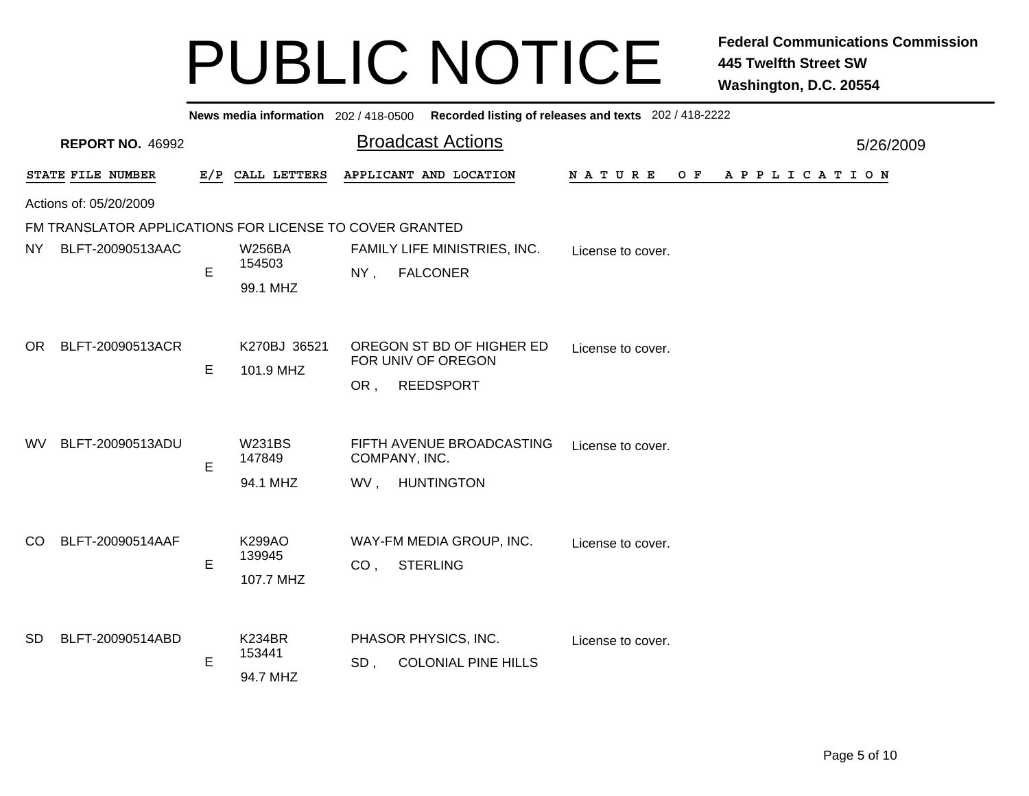# PUBLIC NOTICE

**Federal Communications Commission**
**445 Twelfth Street SW**
**Washington, D.C. 20554**

**News media information** 202 / 418-0500 **Recorded listing of releases and texts** 202 / 418-2222

**REPORT NO.** 46992

## Broadcast Actions

5/26/2009

Actions of: 05/20/2009

FM TRANSLATOR APPLICATIONS FOR LICENSE TO COVER GRANTED

| STATE | FILE NUMBER | E/P | CALL LETTERS | APPLICANT AND LOCATION | NATURE OF APPLICATION |
| --- | --- | --- | --- | --- | --- |
| NY | BLFT-20090513AAC | E | W256BA 154503 99.1 MHZ | FAMILY LIFE MINISTRIES, INC. NY , FALCONER | License to cover. |
| OR | BLFT-20090513ACR | E | K270BJ 36521 101.9 MHZ | OREGON ST BD OF HIGHER ED FOR UNIV OF OREGON OR , REEDSPORT | License to cover. |
| WV | BLFT-20090513ADU | E | W231BS 147849 94.1 MHZ | FIFTH AVENUE BROADCASTING COMPANY, INC. WV , HUNTINGTON | License to cover. |
| CO | BLFT-20090514AAF | E | K299AO 139945 107.7 MHZ | WAY-FM MEDIA GROUP, INC. CO , STERLING | License to cover. |
| SD | BLFT-20090514ABD | E | K234BR 153441 94.7 MHZ | PHASOR PHYSICS, INC. SD , COLONIAL PINE HILLS | License to cover. |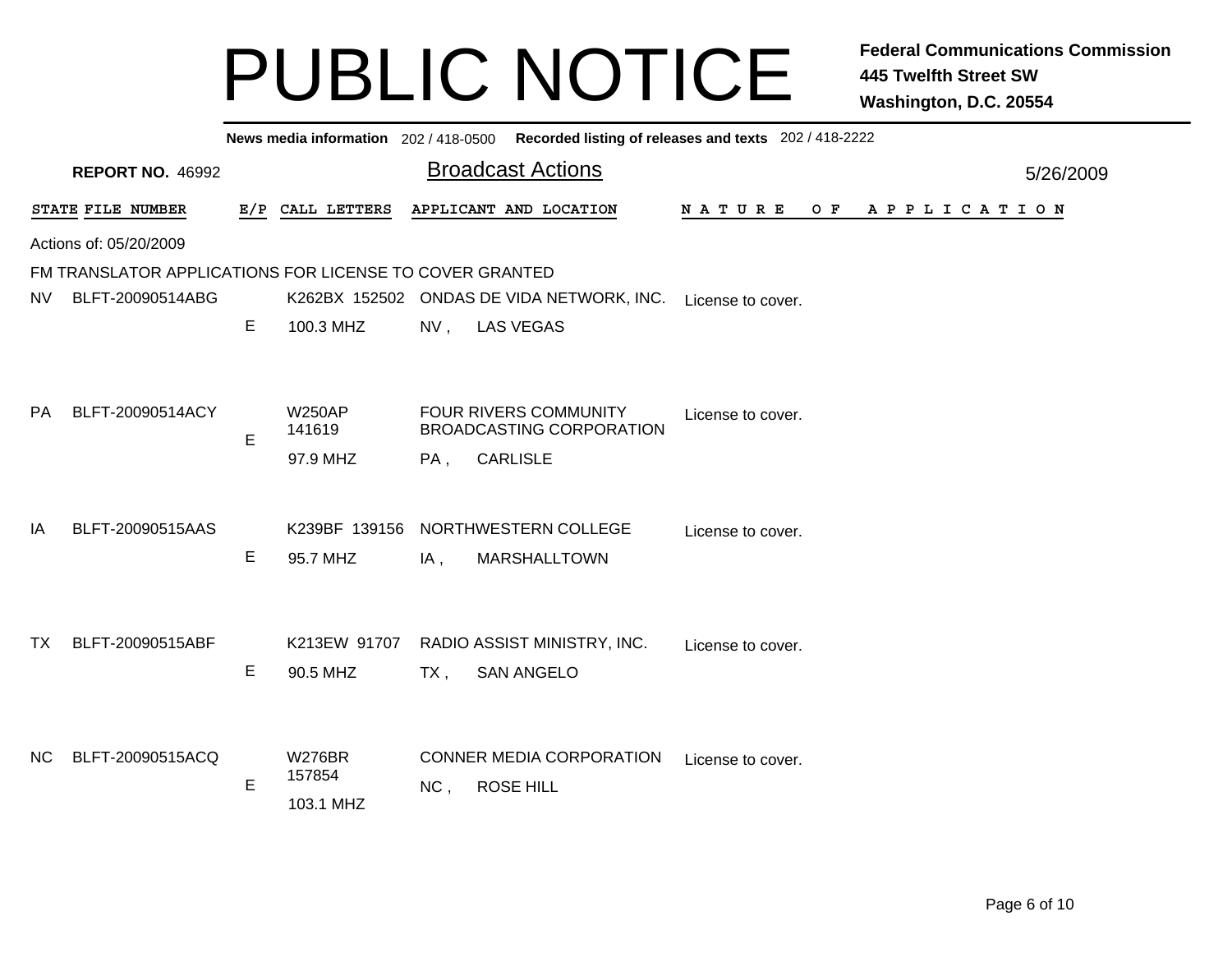# PUBLIC NOTICE

**Federal Communications Commission**
**445 Twelfth Street SW**
**Washington, D.C. 20554**

**News media information** 202 / 418-0500 **Recorded listing of releases and texts** 202 / 418-2222

**REPORT NO.** 46992

## Broadcast Actions

5/26/2009

Actions of: 05/20/2009

FM TRANSLATOR APPLICATIONS FOR LICENSE TO COVER GRANTED

| STATE | FILE NUMBER | E/P | CALL LETTERS | APPLICANT AND LOCATION | NATURE OF APPLICATION |
|---|---|---|---|---|---|
| NV | BLFT-20090514ABG | E | K262BX 152502<br>100.3 MHZ | ONDAS DE VIDA NETWORK, INC.<br>NV , LAS VEGAS | License to cover. |
| PA | BLFT-20090514ACY | E | W250AP 141619<br>97.9 MHZ | FOUR RIVERS COMMUNITY BROADCASTING CORPORATION<br>PA , CARLISLE | License to cover. |
| IA | BLFT-20090515AAS | E | K239BF 139156<br>95.7 MHZ | NORTHWESTERN COLLEGE<br>IA , MARSHALLTOWN | License to cover. |
| TX | BLFT-20090515ABF | E | K213EW 91707<br>90.5 MHZ | RADIO ASSIST MINISTRY, INC.<br>TX , SAN ANGELO | License to cover. |
| NC | BLFT-20090515ACQ | E | W276BR 157854<br>103.1 MHZ | CONNER MEDIA CORPORATION<br>NC , ROSE HILL | License to cover. |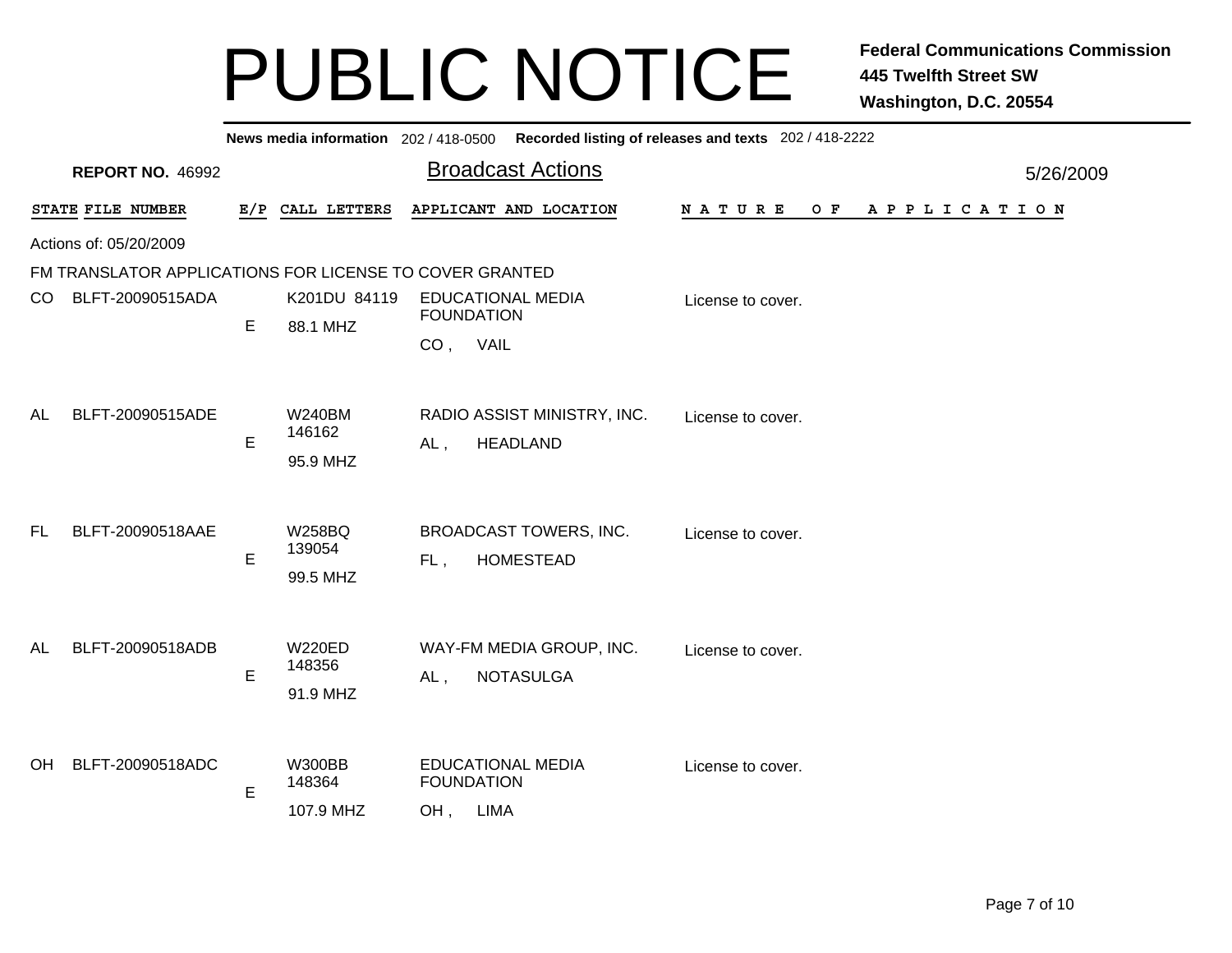# PUBLIC NOTICE

**Federal Communications Commission**
**445 Twelfth Street SW**
**Washington, D.C. 20554**

**News media information** 202 / 418-0500 **Recorded listing of releases and texts** 202 / 418-2222

**REPORT NO.** 46992

## Broadcast Actions

5/26/2009

Actions of: 05/20/2009

FM TRANSLATOR APPLICATIONS FOR LICENSE TO COVER GRANTED

| STATE | FILE NUMBER | E/P | CALL LETTERS | APPLICANT AND LOCATION | NATURE OF APPLICATION |
|---|---|---|---|---|---|
| CO | BLFT-20090515ADA | E | K201DU 84119<br>88.1 MHZ | EDUCATIONAL MEDIA FOUNDATION<br>CO , VAIL | License to cover. |
| AL | BLFT-20090515ADE | E | W240BM 146162<br>95.9 MHZ | RADIO ASSIST MINISTRY, INC.<br>AL , HEADLAND | License to cover. |
| FL | BLFT-20090518AAE | E | W258BQ 139054<br>99.5 MHZ | BROADCAST TOWERS, INC.<br>FL , HOMESTEAD | License to cover. |
| AL | BLFT-20090518ADB | E | W220ED 148356<br>91.9 MHZ | WAY-FM MEDIA GROUP, INC.<br>AL , NOTASULGA | License to cover. |
| OH | BLFT-20090518ADC | E | W300BB 148364<br>107.9 MHZ | EDUCATIONAL MEDIA FOUNDATION<br>OH , LIMA | License to cover. |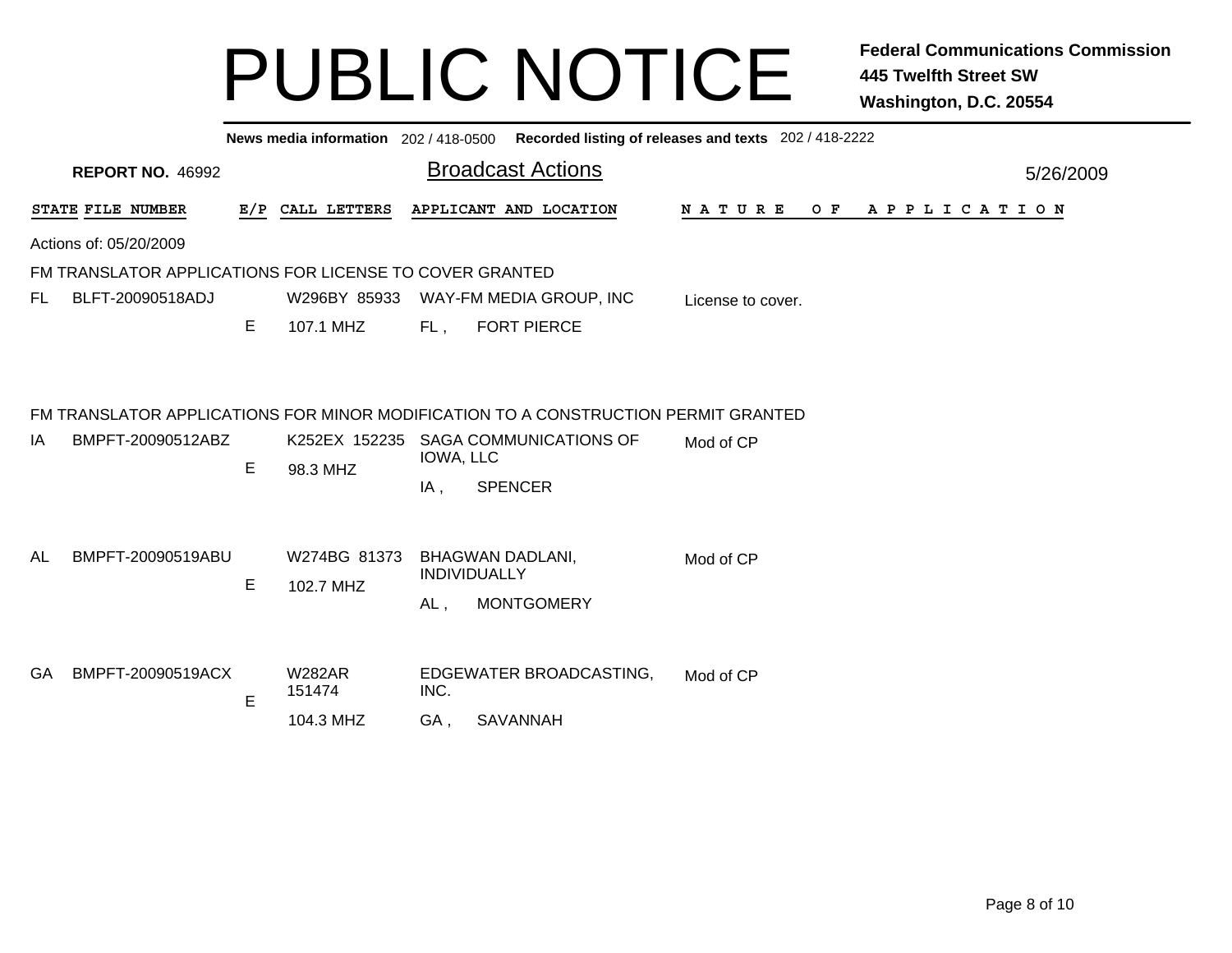# PUBLIC NOTICE

**Federal Communications Commission**
**445 Twelfth Street SW**
**Washington, D.C. 20554**

**News media information** 202 / 418-0500 **Recorded listing of releases and texts** 202 / 418-2222

**REPORT NO.** 46992

## Broadcast Actions

5/26/2009

Actions of: 05/20/2009

### FM TRANSLATOR APPLICATIONS FOR LICENSE TO COVER GRANTED

| STATE | FILE NUMBER | E/P | CALL LETTERS | APPLICANT AND LOCATION | NATURE OF APPLICATION |
|---|---|---|---|---|---|
| FL | BLFT-20090518ADJ | E | W296BY 85933 107.1 MHZ | WAY-FM MEDIA GROUP, INC FL , FORT PIERCE | License to cover. |

### FM TRANSLATOR APPLICATIONS FOR MINOR MODIFICATION TO A CONSTRUCTION PERMIT GRANTED

| STATE | FILE NUMBER | E/P | CALL LETTERS | APPLICANT AND LOCATION | NATURE OF APPLICATION |
|---|---|---|---|---|---|
| IA | BMPFT-20090512ABZ | E | K252EX 152235 98.3 MHZ | SAGA COMMUNICATIONS OF IOWA, LLC IA , SPENCER | Mod of CP |
| AL | BMPFT-20090519ABU | E | W274BG 81373 102.7 MHZ | BHAGWAN DADLANI, INDIVIDUALLY AL , MONTGOMERY | Mod of CP |
| GA | BMPFT-20090519ACX | E | W282AR 151474 104.3 MHZ | EDGEWATER BROADCASTING, INC. GA , SAVANNAH | Mod of CP |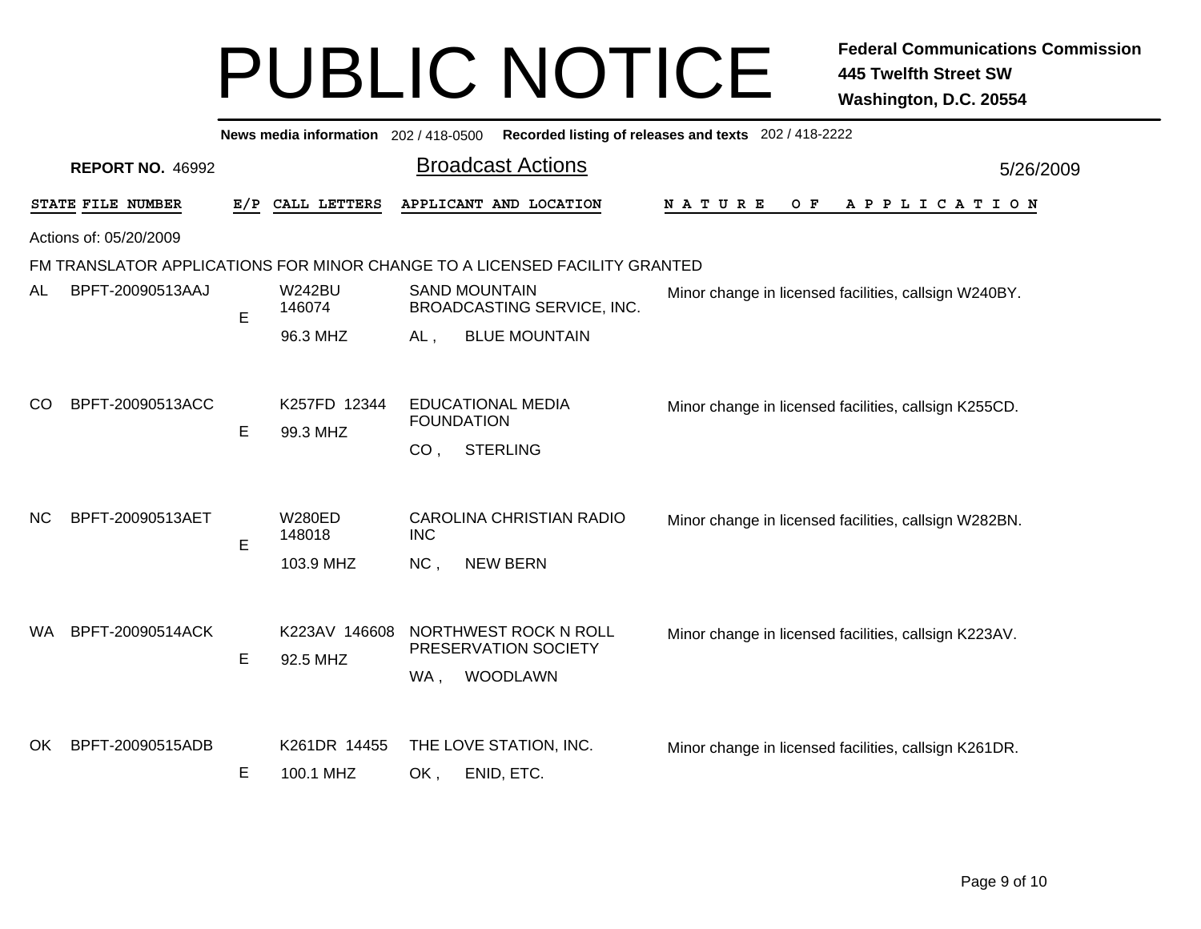# PUBLIC NOTICE

**Federal Communications Commission**
**445 Twelfth Street SW**
**Washington, D.C. 20554**

**News media information** 202 / 418-0500 **Recorded listing of releases and texts** 202 / 418-2222

**REPORT NO.** 46992

## Broadcast Actions

5/26/2009

Actions of: 05/20/2009

FM TRANSLATOR APPLICATIONS FOR MINOR CHANGE TO A LICENSED FACILITY GRANTED

| STATE | FILE NUMBER | E/P | CALL LETTERS | APPLICANT AND LOCATION | NATURE OF APPLICATION |
|---|---|---|---|---|---|
| AL | BPFT-20090513AAJ | E | W242BU 146074<br>96.3 MHZ | SAND MOUNTAIN BROADCASTING SERVICE, INC.<br>AL , BLUE MOUNTAIN | Minor change in licensed facilities, callsign W240BY. |
| CO | BPFT-20090513ACC | E | K257FD 12344<br>99.3 MHZ | EDUCATIONAL MEDIA FOUNDATION<br>CO , STERLING | Minor change in licensed facilities, callsign K255CD. |
| NC | BPFT-20090513AET | E | W280ED 148018<br>103.9 MHZ | CAROLINA CHRISTIAN RADIO INC<br>NC , NEW BERN | Minor change in licensed facilities, callsign W282BN. |
| WA | BPFT-20090514ACK | E | K223AV 146608<br>92.5 MHZ | NORTHWEST ROCK N ROLL PRESERVATION SOCIETY<br>WA , WOODLAWN | Minor change in licensed facilities, callsign K223AV. |
| OK | BPFT-20090515ADB | E | K261DR 14455<br>100.1 MHZ | THE LOVE STATION, INC.<br>OK , ENID, ETC. | Minor change in licensed facilities, callsign K261DR. |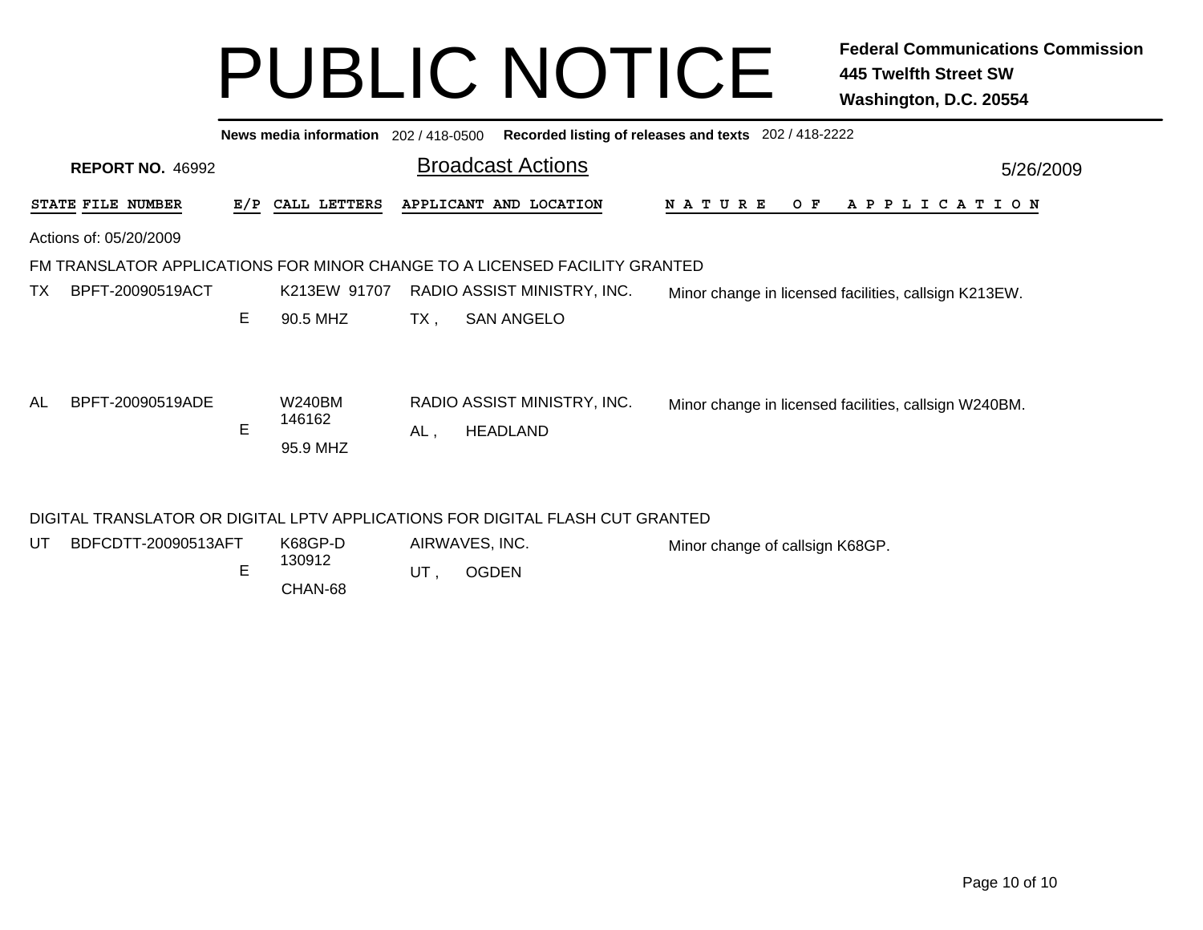# PUBLIC NOTICE

**Federal Communications Commission**
**445 Twelfth Street SW**
**Washington, D.C. 20554**

**News media information** 202 / 418-0500 **Recorded listing of releases and texts** 202 / 418-2222

**REPORT NO.** 46992

## Broadcast Actions

5/26/2009

| STATE | FILE NUMBER | E/P | CALL LETTERS | APPLICANT AND LOCATION | NATURE OF APPLICATION |
|---|---|---|---|---|---|

Actions of: 05/20/2009

FM TRANSLATOR APPLICATIONS FOR MINOR CHANGE TO A LICENSED FACILITY GRANTED

| STATE | FILE NUMBER | E/P | CALL LETTERS | APPLICANT AND LOCATION | NATURE OF APPLICATION |
|---|---|---|---|---|---|
| TX | BPFT-20090519ACT | E | K213EW 91707 90.5 MHZ | RADIO ASSIST MINISTRY, INC. TX , SAN ANGELO | Minor change in licensed facilities, callsign K213EW. |
| AL | BPFT-20090519ADE | E | W240BM 146162 95.9 MHZ | RADIO ASSIST MINISTRY, INC. AL , HEADLAND | Minor change in licensed facilities, callsign W240BM. |

DIGITAL TRANSLATOR OR DIGITAL LPTV APPLICATIONS FOR DIGITAL FLASH CUT GRANTED

| STATE | FILE NUMBER | E/P | CALL LETTERS | APPLICANT AND LOCATION | NATURE OF APPLICATION |
|---|---|---|---|---|---|
| UT | BDFCDTT-20090513AFT | E | K68GP-D 130912 CHAN-68 | AIRWAVES, INC. UT , OGDEN | Minor change of callsign K68GP. |